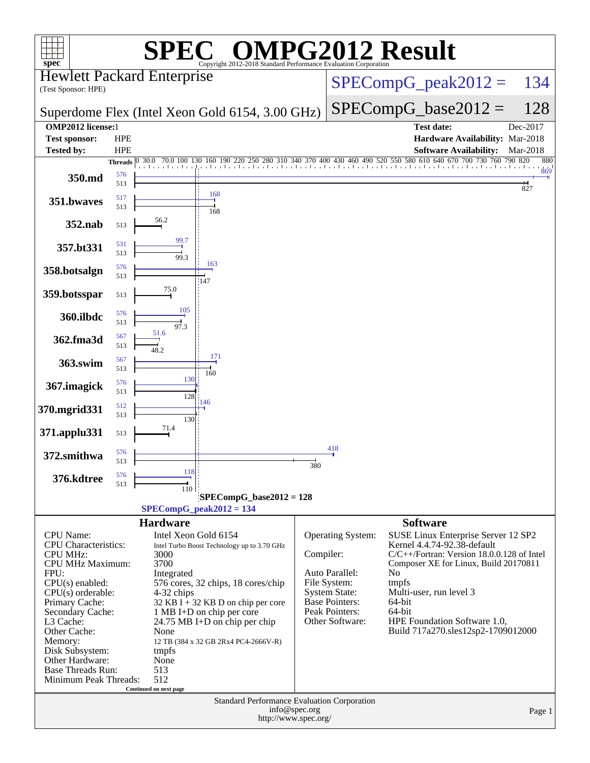# SPEC OMPG2012 Result

Copyright 2012-2018 Standard Performance Evaluation Corporation

**Hewlett Packard Enterprise**
(Test Sponsor: HPE)

**Superdome Flex (Intel Xeon Gold 6154, 3.00 GHz)**

SPECompG_peak2012 = 134

SPECompG_base2012 = 128

| | | | |
|---|---|---|---|
| **OMP2012 license:** 1 | | **Test date:** | Dec-2017 |
| **Test sponsor:** | HPE | **Hardware Availability:** | Mar-2018 |
| **Tested by:** | HPE | **Software Availability:** | Mar-2018 |

| Benchmark | Peak Threads | Base Threads | Peak Ratio | Base Ratio |
|---|---|---|---|---|
| 350.md | 576 | 513 | 869 | 827 |
| 351.bwaves | 517 | 513 | 168 | 168 |
| 352.nab | | 513 | | 56.2 |
| 357.bt331 | 531 | 513 | 99.7 | 99.3 |
| 358.botsalgn | 576 | 513 | 163 | 147 |
| 359.botsspar | | 513 | | 75.0 |
| 360.ilbdc | 576 | 513 | 105 | 97.3 |
| 362.fma3d | 567 | 513 | 51.6 | 48.2 |
| 363.swim | 567 | 513 | 171 | 160 |
| 367.imagick | 576 | 513 | 130 | 128 |
| 370.mgrid331 | 512 | 513 | 146 | 130 |
| 371.applu331 | | 513 | | 71.4 |
| 372.smithwa | 576 | 513 | 418 | 380 |
| 376.kdtree | 576 | 513 | 118 | 110 |

SPECompG_base2012 = 128
SPECompG_peak2012 = 134

## Hardware

| | |
|---|---|
| CPU Name: | Intel Xeon Gold 6154 |
| CPU Characteristics: | Intel Turbo Boost Technology up to 3.70 GHz |
| CPU MHz: | 3000 |
| CPU MHz Maximum: | 3700 |
| FPU: | Integrated |
| CPU(s) enabled: | 576 cores, 32 chips, 18 cores/chip |
| CPU(s) orderable: | 4-32 chips |
| Primary Cache: | 32 KB I + 32 KB D on chip per core |
| Secondary Cache: | 1 MB I+D on chip per core |
| L3 Cache: | 24.75 MB I+D on chip per chip |
| Other Cache: | None |
| Memory: | 12 TB (384 x 32 GB 2Rx4 PC4-2666V-R) |
| Disk Subsystem: | tmpfs |
| Other Hardware: | None |
| Base Threads Run: | 513 |
| Minimum Peak Threads: | 512 |

Continued on next page

## Software

| | |
|---|---|
| Operating System: | SUSE Linux Enterprise Server 12 SP2 Kernel 4.4.74-92.38-default |
| Compiler: | C/C++/Fortran: Version 18.0.0.128 of Intel Composer XE for Linux, Build 20170811 |
| Auto Parallel: | No |
| File System: | tmpfs |
| System State: | Multi-user, run level 3 |
| Base Pointers: | 64-bit |
| Peak Pointers: | 64-bit |
| Other Software: | HPE Foundation Software 1.0, Build 717a270.sles12sp2-1709012000 |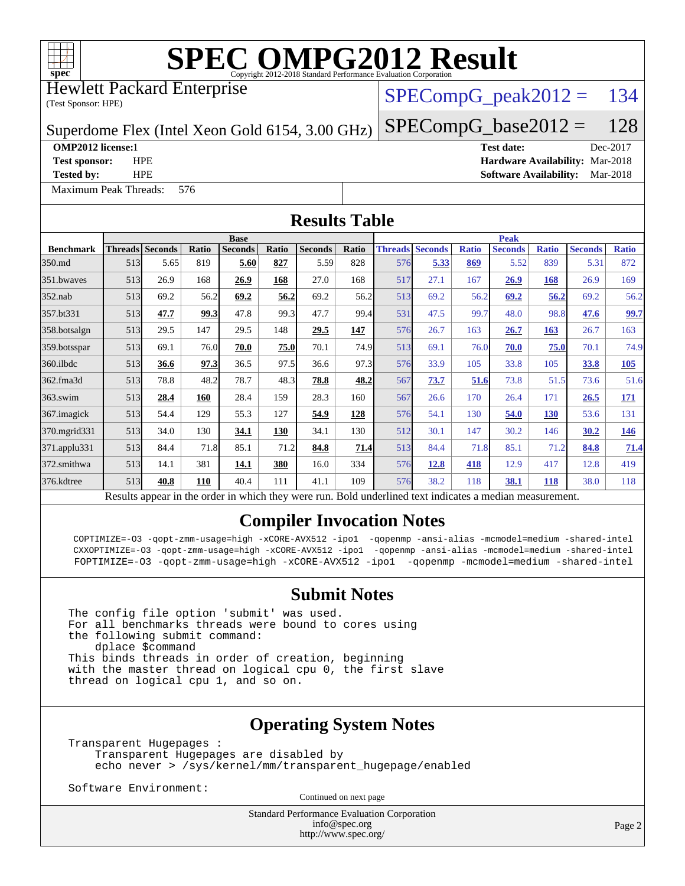# SPEC OMPG2012 Result

Copyright 2012-2018 Standard Performance Evaluation Corporation

Hewlett Packard Enterprise
(Test Sponsor: HPE)

Superdome Flex (Intel Xeon Gold 6154, 3.00 GHz)

SPECompG_peak2012 = 134

SPECompG_base2012 = 128

**OMP2012 license:** 1
**Test sponsor:** HPE
**Tested by:** HPE

**Test date:** Dec-2017
**Hardware Availability:** Mar-2018
**Software Availability:** Mar-2018

Maximum Peak Threads: 576

## Results Table

| Benchmark | Base | | | | | | | Peak | | | | | | |
|---|---|---|---|---|---|---|---|---|---|---|---|---|---|---|
| | Threads | Seconds | Ratio | Seconds | Ratio | Seconds | Ratio | Threads | Seconds | Ratio | Seconds | Ratio | Seconds | Ratio |
| 350.md | 513 | 5.65 | 819 | **5.60** | **827** | 5.59 | 828 | 576 | **5.33** | **869** | 5.52 | 839 | 5.31 | 872 |
| 351.bwaves | 513 | 26.9 | 168 | **26.9** | **168** | 27.0 | 168 | 517 | 27.1 | 167 | **26.9** | **168** | 26.9 | 169 |
| 352.nab | 513 | 69.2 | 56.2 | **69.2** | **56.2** | 69.2 | 56.2 | 513 | 69.2 | 56.2 | **69.2** | **56.2** | 69.2 | 56.2 |
| 357.bt331 | 513 | **47.7** | **99.3** | 47.8 | 99.3 | 47.7 | 99.4 | 531 | 47.5 | 99.7 | 48.0 | 98.8 | **47.6** | **99.7** |
| 358.botsalgn | 513 | 29.5 | 147 | 29.5 | 148 | **29.5** | **147** | 576 | 26.7 | 163 | **26.7** | **163** | 26.7 | 163 |
| 359.botsspar | 513 | 69.1 | 76.0 | **70.0** | **75.0** | 70.1 | 74.9 | 513 | 69.1 | 76.0 | **70.0** | **75.0** | 70.1 | 74.9 |
| 360.ilbdc | 513 | **36.6** | **97.3** | 36.5 | 97.5 | 36.6 | 97.3 | 576 | 33.9 | 105 | 33.8 | 105 | **33.8** | **105** |
| 362.fma3d | 513 | 78.8 | 48.2 | 78.7 | 48.3 | **78.8** | **48.2** | 567 | **73.7** | **51.6** | 73.8 | 51.5 | 73.6 | 51.6 |
| 363.swim | 513 | **28.4** | **160** | 28.4 | 159 | 28.3 | 160 | 567 | 26.6 | 170 | 26.4 | 171 | **26.5** | **171** |
| 367.imagick | 513 | 54.4 | 129 | 55.3 | 127 | **54.9** | **128** | 576 | 54.1 | 130 | **54.0** | **130** | 53.6 | 131 |
| 370.mgrid331 | 513 | 34.0 | 130 | **34.1** | **130** | 34.1 | 130 | 512 | 30.1 | 147 | 30.2 | 146 | **30.2** | **146** |
| 371.applu331 | 513 | 84.4 | 71.8 | 85.1 | 71.2 | **84.8** | **71.4** | 513 | 84.4 | 71.8 | 85.1 | 71.2 | **84.8** | **71.4** |
| 372.smithwa | 513 | 14.1 | 381 | **14.1** | **380** | 16.0 | 334 | 576 | **12.8** | **418** | 12.9 | 417 | 12.8 | 419 |
| 376.kdtree | 513 | **40.8** | **110** | 40.4 | 111 | 41.1 | 109 | 576 | 38.2 | 118 | **38.1** | **118** | 38.0 | 118 |

Results appear in the order in which they were run. Bold underlined text indicates a median measurement.

## Compiler Invocation Notes

```
COPTIMIZE=-O3 -qopt-zmm-usage=high -xCORE-AVX512 -ipo1  -qopenmp -ansi-alias -mcmodel=medium -shared-intel
CXXOPTIMIZE=-O3 -qopt-zmm-usage=high -xCORE-AVX512 -ipo1  -qopenmp -ansi-alias -mcmodel=medium -shared-intel
FOPTIMIZE=-O3 -qopt-zmm-usage=high -xCORE-AVX512 -ipo1  -qopenmp -mcmodel=medium -shared-intel
```

## Submit Notes

```
The config file option 'submit' was used.
For all benchmarks threads were bound to cores using
the following submit command:
    dplace $command
This binds threads in order of creation, beginning
with the master thread on logical cpu 0, the first slave
thread on logical cpu 1, and so on.
```

## Operating System Notes

```
Transparent Hugepages :
    Transparent Hugepages are disabled by
    echo never > /sys/kernel/mm/transparent_hugepage/enabled

Software Environment:
```

Continued on next page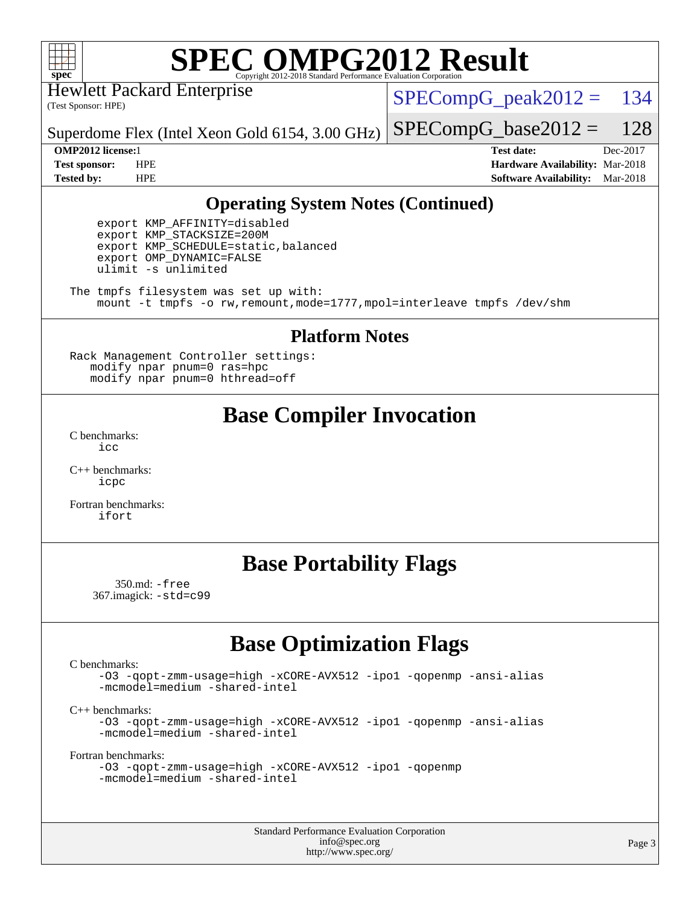### Operating System Notes (Continued)

```
export KMP_AFFINITY=disabled
export KMP_STACKSIZE=200M
export KMP_SCHEDULE=static,balanced
export OMP_DYNAMIC=FALSE
ulimit -s unlimited
```

```
The tmpfs filesystem was set up with:
    mount -t tmpfs -o rw,remount,mode=1777,mpol=interleave tmpfs /dev/shm
```

### Platform Notes

```
Rack Management Controller settings:
   modify npar pnum=0 ras=hpc
   modify npar pnum=0 hthread=off
```

## Base Compiler Invocation

C benchmarks:
```
icc
```

C++ benchmarks:
```
icpc
```

Fortran benchmarks:
```
ifort
```

## Base Portability Flags

350.md: `-free`
367.imagick: `-std=c99`

## Base Optimization Flags

C benchmarks:
```
-O3 -qopt-zmm-usage=high -xCORE-AVX512 -ipo1 -qopenmp -ansi-alias
-mcmodel=medium -shared-intel
```

C++ benchmarks:
```
-O3 -qopt-zmm-usage=high -xCORE-AVX512 -ipo1 -qopenmp -ansi-alias
-mcmodel=medium -shared-intel
```

Fortran benchmarks:
```
-O3 -qopt-zmm-usage=high -xCORE-AVX512 -ipo1 -qopenmp
-mcmodel=medium -shared-intel
```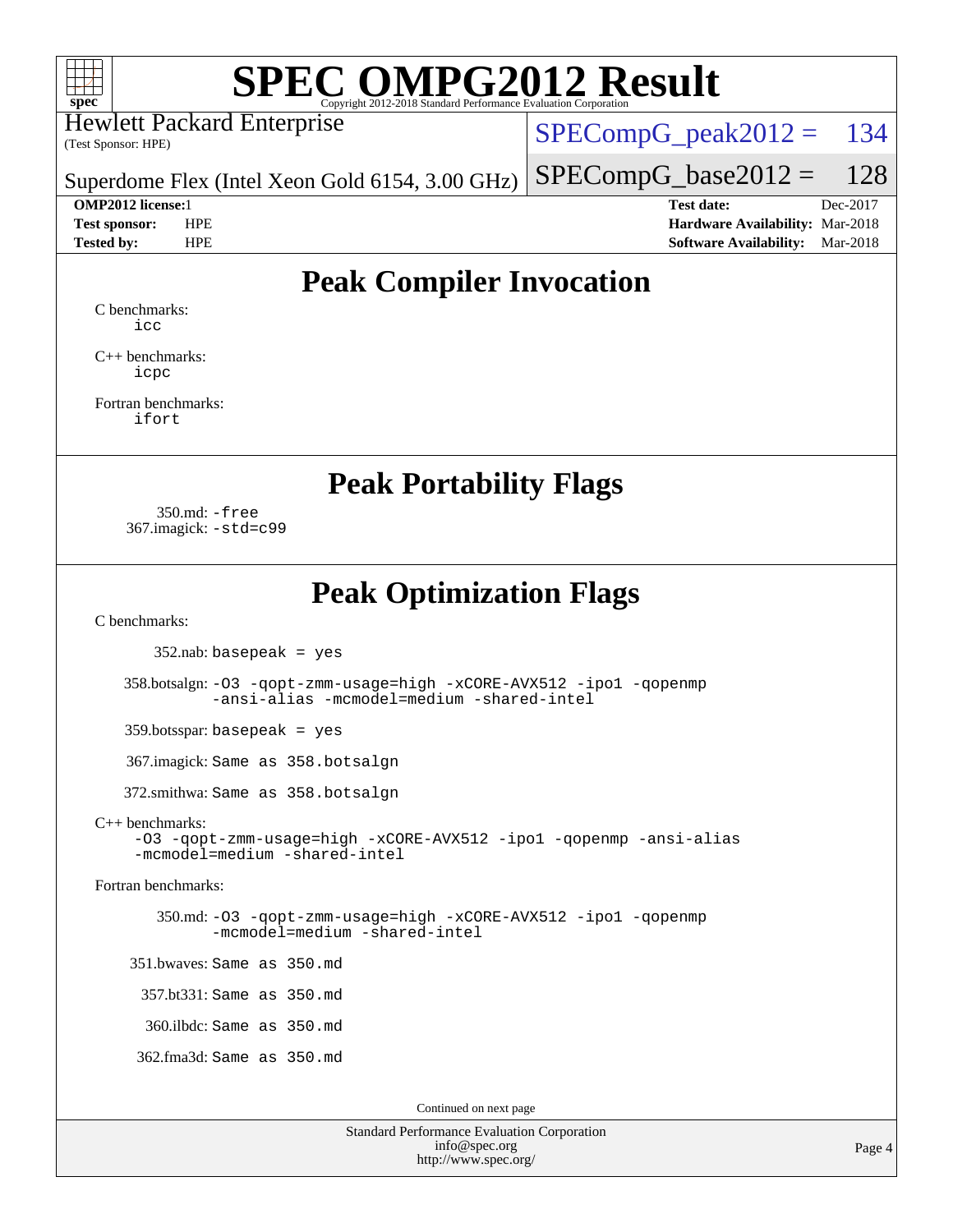# SPEC OMPG2012 Result

Copyright 2012-2018 Standard Performance Evaluation Corporation

Hewlett Packard Enterprise
(Test Sponsor: HPE)

Superdome Flex (Intel Xeon Gold 6154, 3.00 GHz)

SPECompG_peak2012 = 134

SPECompG_base2012 = 128

**OMP2012 license:** 1
**Test sponsor:** HPE
**Tested by:** HPE

**Test date:** Dec-2017
**Hardware Availability:** Mar-2018
**Software Availability:** Mar-2018

## Peak Compiler Invocation

C benchmarks:
`icc`

C++ benchmarks:
`icpc`

Fortran benchmarks:
`ifort`

## Peak Portability Flags

350.md: `-free`
367.imagick: `-std=c99`

## Peak Optimization Flags

C benchmarks:

352.nab: `basepeak = yes`

358.botsalgn: `-O3 -qopt-zmm-usage=high -xCORE-AVX512 -ipo1 -qopenmp -ansi-alias -mcmodel=medium -shared-intel`

359.botsspar: `basepeak = yes`

367.imagick: `Same as 358.botsalgn`

372.smithwa: `Same as 358.botsalgn`

C++ benchmarks:
`-O3 -qopt-zmm-usage=high -xCORE-AVX512 -ipo1 -qopenmp -ansi-alias -mcmodel=medium -shared-intel`

Fortran benchmarks:

350.md: `-O3 -qopt-zmm-usage=high -xCORE-AVX512 -ipo1 -qopenmp -mcmodel=medium -shared-intel`

351.bwaves: `Same as 350.md`

357.bt331: `Same as 350.md`

360.ilbdc: `Same as 350.md`

362.fma3d: `Same as 350.md`

Continued on next page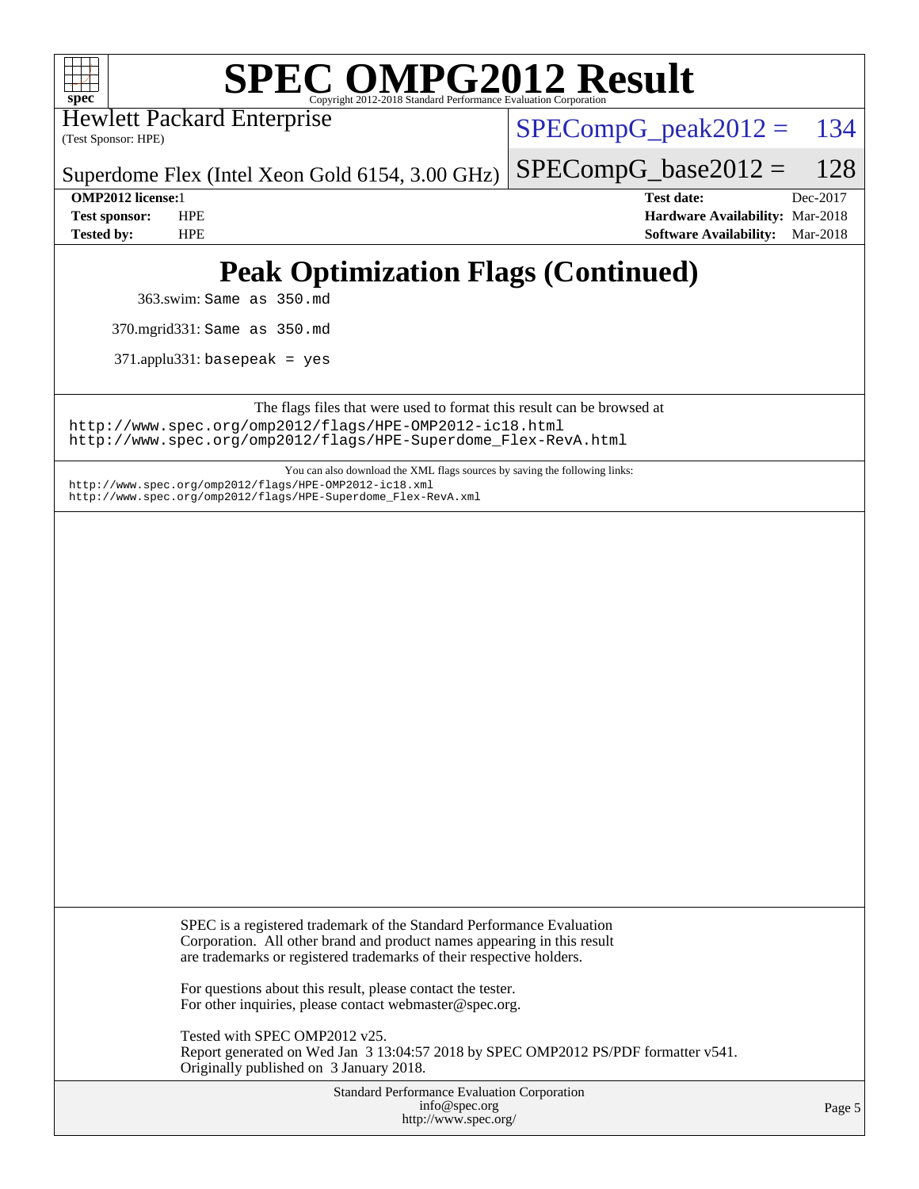# Peak Optimization Flags (Continued)

363.swim: `Same as 350.md`

370.mgrid331: `Same as 350.md`

371.applu331: `basepeak = yes`

The flags files that were used to format this result can be browsed at
http://www.spec.org/omp2012/flags/HPE-OMP2012-ic18.html
http://www.spec.org/omp2012/flags/HPE-Superdome_Flex-RevA.html

You can also download the XML flags sources by saving the following links:
http://www.spec.org/omp2012/flags/HPE-OMP2012-ic18.xml
http://www.spec.org/omp2012/flags/HPE-Superdome_Flex-RevA.xml

SPEC is a registered trademark of the Standard Performance Evaluation Corporation. All other brand and product names appearing in this result are trademarks or registered trademarks of their respective holders.

For questions about this result, please contact the tester.
For other inquiries, please contact webmaster@spec.org.

Tested with SPEC OMP2012 v25.
Report generated on Wed Jan 3 13:04:57 2018 by SPEC OMP2012 PS/PDF formatter v541.
Originally published on 3 January 2018.